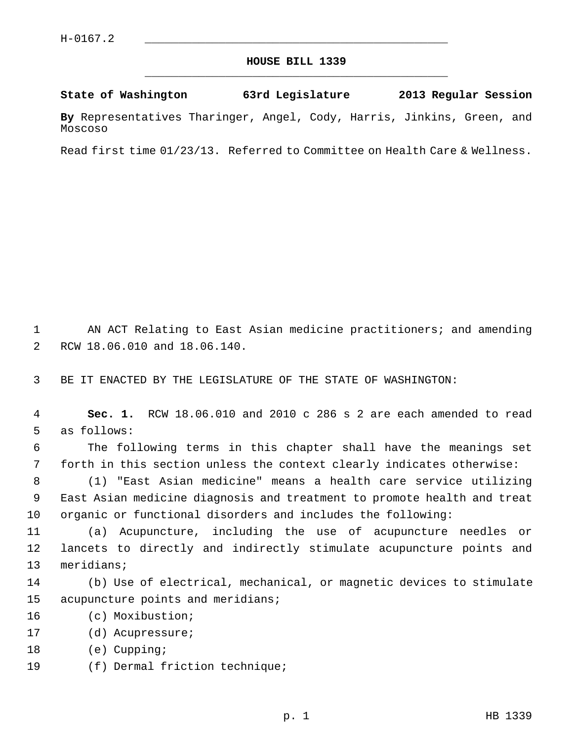H-0167.2

# HOUSE BILL 1339

**State of Washington 63rd Legislature 2013 Regular Session**

**By** Representatives Tharinger, Angel, Cody, Harris, Jinkins, Green, and Moscoso

Read first time 01/23/13. Referred to Committee on Health Care & Wellness.

AN ACT Relating to East Asian medicine practitioners; and amending RCW 18.06.010 and 18.06.140.

BE IT ENACTED BY THE LEGISLATURE OF THE STATE OF WASHINGTON:

**Sec. 1.** RCW 18.06.010 and 2010 c 286 s 2 are each amended to read as follows:

The following terms in this chapter shall have the meanings set forth in this section unless the context clearly indicates otherwise:

(1) "East Asian medicine" means a health care service utilizing East Asian medicine diagnosis and treatment to promote health and treat organic or functional disorders and includes the following:

(a) Acupuncture, including the use of acupuncture needles or lancets to directly and indirectly stimulate acupuncture points and meridians;

(b) Use of electrical, mechanical, or magnetic devices to stimulate acupuncture points and meridians;

(c) Moxibustion;

(d) Acupressure;

(e) Cupping;

(f) Dermal friction technique;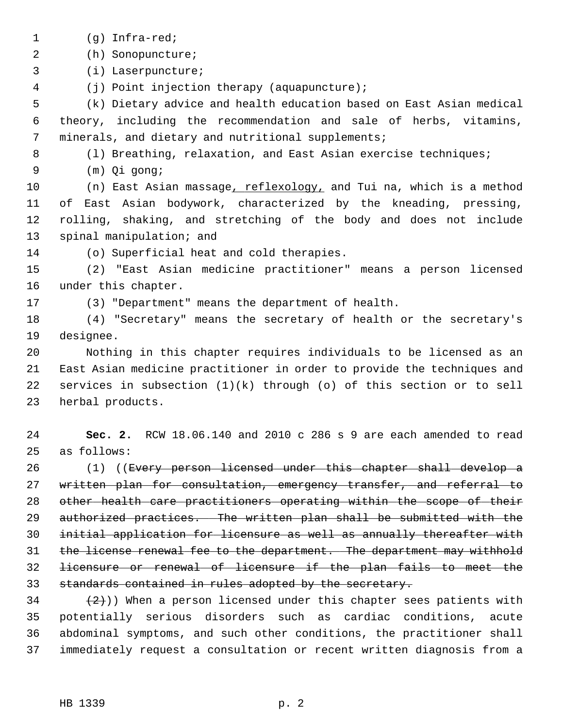(g) Infra-red;

(h) Sonopuncture;

(i) Laserpuncture;

(j) Point injection therapy (aquapuncture);

(k) Dietary advice and health education based on East Asian medical theory, including the recommendation and sale of herbs, vitamins, minerals, and dietary and nutritional supplements;

(l) Breathing, relaxation, and East Asian exercise techniques;

(m) Qi gong;

(n) East Asian massage<u>, reflexology,</u> and Tui na, which is a method of East Asian bodywork, characterized by the kneading, pressing, rolling, shaking, and stretching of the body and does not include spinal manipulation; and

(o) Superficial heat and cold therapies.

(2) "East Asian medicine practitioner" means a person licensed under this chapter.

(3) "Department" means the department of health.

(4) "Secretary" means the secretary of health or the secretary's designee.

Nothing in this chapter requires individuals to be licensed as an East Asian medicine practitioner in order to provide the techniques and services in subsection (1)(k) through (o) of this section or to sell herbal products.

**Sec. 2.** RCW 18.06.140 and 2010 c 286 s 9 are each amended to read as follows:

(1) ((~~Every person licensed under this chapter shall develop a written plan for consultation, emergency transfer, and referral to other health care practitioners operating within the scope of their authorized practices. The written plan shall be submitted with the initial application for licensure as well as annually thereafter with the license renewal fee to the department. The department may withhold licensure or renewal of licensure if the plan fails to meet the standards contained in rules adopted by the secretary.~~

~~(2)~~)) When a person licensed under this chapter sees patients with potentially serious disorders such as cardiac conditions, acute abdominal symptoms, and such other conditions, the practitioner shall immediately request a consultation or recent written diagnosis from a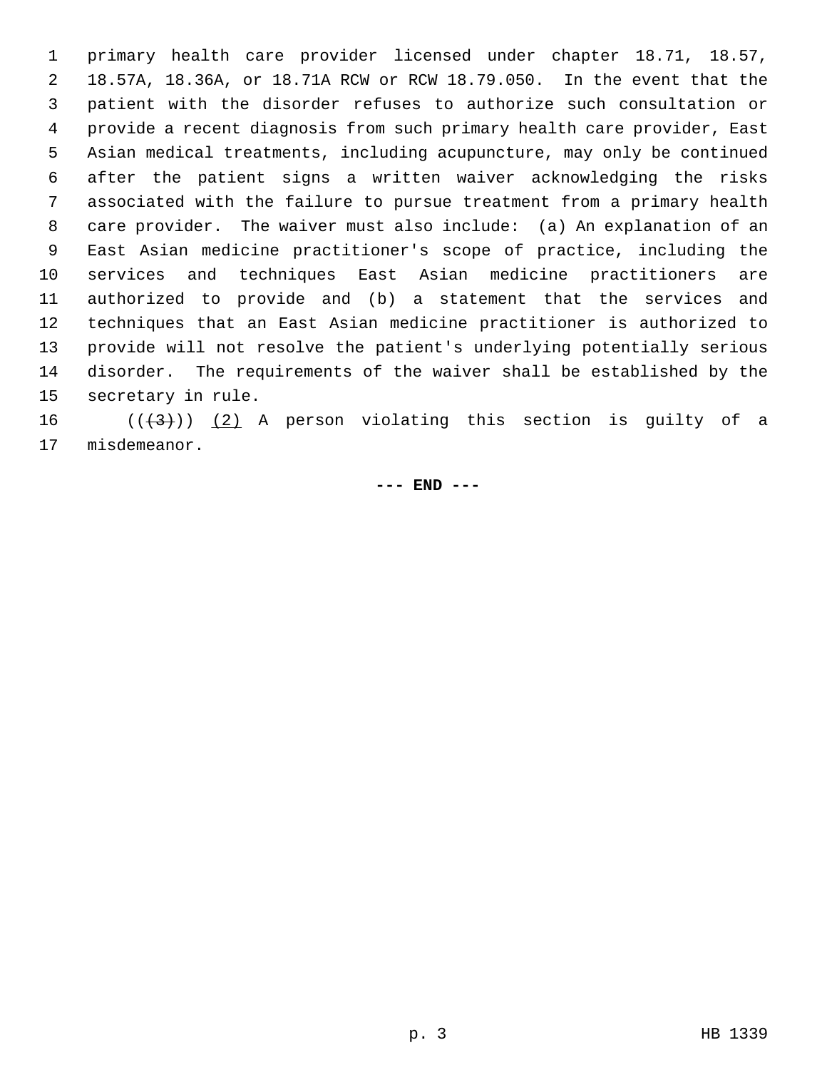primary health care provider licensed under chapter 18.71, 18.57, 18.57A, 18.36A, or 18.71A RCW or RCW 18.79.050. In the event that the patient with the disorder refuses to authorize such consultation or provide a recent diagnosis from such primary health care provider, East Asian medical treatments, including acupuncture, may only be continued after the patient signs a written waiver acknowledging the risks associated with the failure to pursue treatment from a primary health care provider. The waiver must also include: (a) An explanation of an East Asian medicine practitioner's scope of practice, including the services and techniques East Asian medicine practitioners are authorized to provide and (b) a statement that the services and techniques that an East Asian medicine practitioner is authorized to provide will not resolve the patient's underlying potentially serious disorder. The requirements of the waiver shall be established by the secretary in rule.

(((3))) (2) A person violating this section is guilty of a misdemeanor.

**--- END ---**